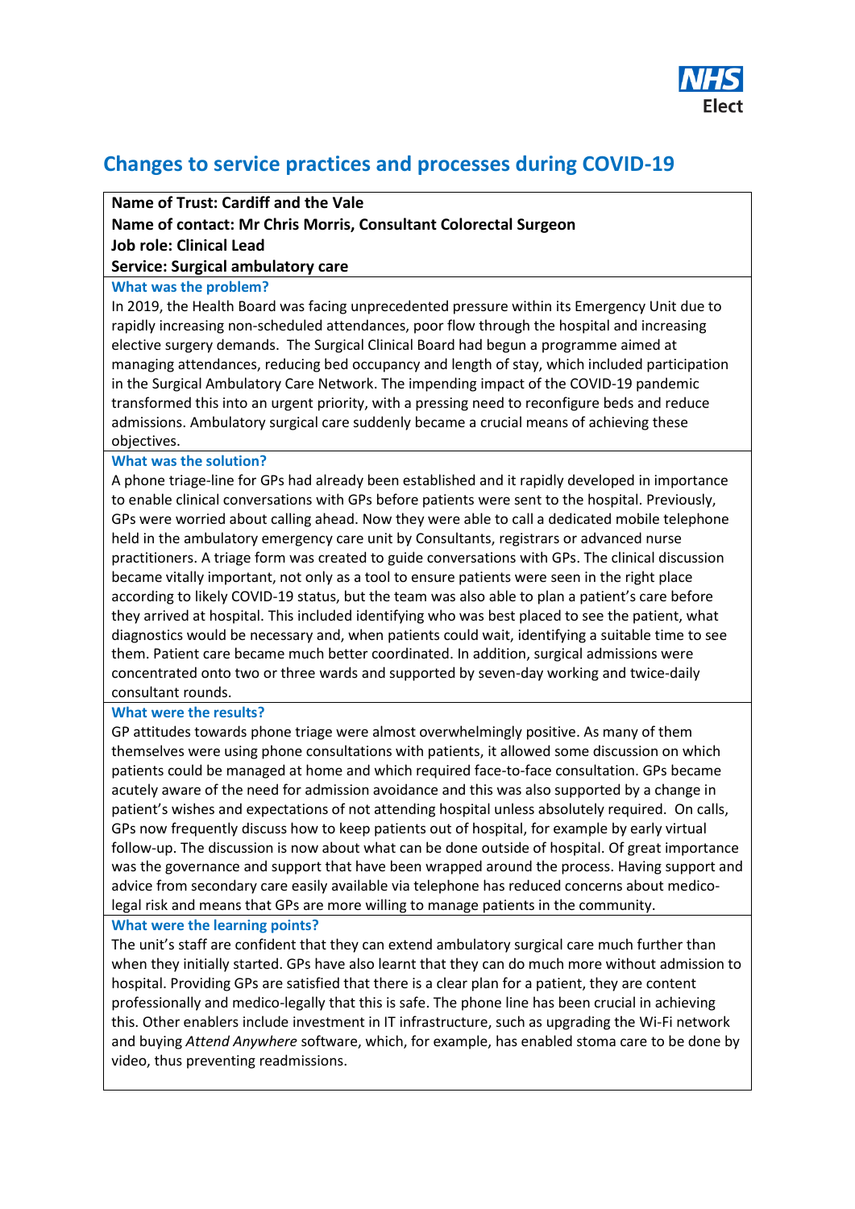# Changes to service practices and processes during COVID-19

**Name of Trust: Cardiff and the Vale**
**Name of contact: Mr Chris Morris, Consultant Colorectal Surgeon**
**Job role: Clinical Lead**
**Service: Surgical ambulatory care**

### What was the problem?

In 2019, the Health Board was facing unprecedented pressure within its Emergency Unit due to rapidly increasing non-scheduled attendances, poor flow through the hospital and increasing elective surgery demands. The Surgical Clinical Board had begun a programme aimed at managing attendances, reducing bed occupancy and length of stay, which included participation in the Surgical Ambulatory Care Network. The impending impact of the COVID-19 pandemic transformed this into an urgent priority, with a pressing need to reconfigure beds and reduce admissions. Ambulatory surgical care suddenly became a crucial means of achieving these objectives.

### What was the solution?

A phone triage-line for GPs had already been established and it rapidly developed in importance to enable clinical conversations with GPs before patients were sent to the hospital. Previously, GPs were worried about calling ahead. Now they were able to call a dedicated mobile telephone held in the ambulatory emergency care unit by Consultants, registrars or advanced nurse practitioners. A triage form was created to guide conversations with GPs. The clinical discussion became vitally important, not only as a tool to ensure patients were seen in the right place according to likely COVID-19 status, but the team was also able to plan a patient's care before they arrived at hospital. This included identifying who was best placed to see the patient, what diagnostics would be necessary and, when patients could wait, identifying a suitable time to see them. Patient care became much better coordinated. In addition, surgical admissions were concentrated onto two or three wards and supported by seven-day working and twice-daily consultant rounds.

### What were the results?

GP attitudes towards phone triage were almost overwhelmingly positive. As many of them themselves were using phone consultations with patients, it allowed some discussion on which patients could be managed at home and which required face-to-face consultation. GPs became acutely aware of the need for admission avoidance and this was also supported by a change in patient's wishes and expectations of not attending hospital unless absolutely required. On calls, GPs now frequently discuss how to keep patients out of hospital, for example by early virtual follow-up. The discussion is now about what can be done outside of hospital. Of great importance was the governance and support that have been wrapped around the process. Having support and advice from secondary care easily available via telephone has reduced concerns about medico-legal risk and means that GPs are more willing to manage patients in the community.

### What were the learning points?

The unit's staff are confident that they can extend ambulatory surgical care much further than when they initially started. GPs have also learnt that they can do much more without admission to hospital. Providing GPs are satisfied that there is a clear plan for a patient, they are content professionally and medico-legally that this is safe. The phone line has been crucial in achieving this. Other enablers include investment in IT infrastructure, such as upgrading the Wi-Fi network and buying *Attend Anywhere* software, which, for example, has enabled stoma care to be done by video, thus preventing readmissions.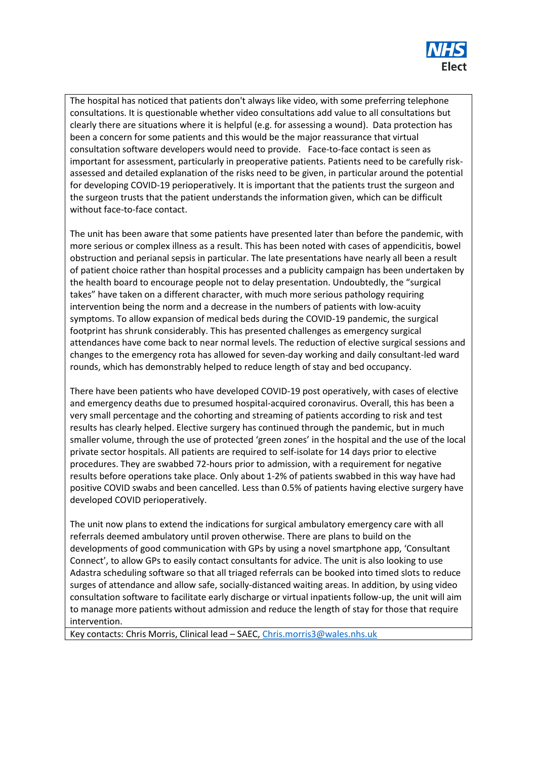The hospital has noticed that patients don't always like video, with some preferring telephone consultations. It is questionable whether video consultations add value to all consultations but clearly there are situations where it is helpful (e.g. for assessing a wound). Data protection has been a concern for some patients and this would be the major reassurance that virtual consultation software developers would need to provide. Face-to-face contact is seen as important for assessment, particularly in preoperative patients. Patients need to be carefully risk-assessed and detailed explanation of the risks need to be given, in particular around the potential for developing COVID-19 perioperatively. It is important that the patients trust the surgeon and the surgeon trusts that the patient understands the information given, which can be difficult without face-to-face contact.

The unit has been aware that some patients have presented later than before the pandemic, with more serious or complex illness as a result. This has been noted with cases of appendicitis, bowel obstruction and perianal sepsis in particular. The late presentations have nearly all been a result of patient choice rather than hospital processes and a publicity campaign has been undertaken by the health board to encourage people not to delay presentation. Undoubtedly, the "surgical takes" have taken on a different character, with much more serious pathology requiring intervention being the norm and a decrease in the numbers of patients with low-acuity symptoms. To allow expansion of medical beds during the COVID-19 pandemic, the surgical footprint has shrunk considerably. This has presented challenges as emergency surgical attendances have come back to near normal levels. The reduction of elective surgical sessions and changes to the emergency rota has allowed for seven-day working and daily consultant-led ward rounds, which has demonstrably helped to reduce length of stay and bed occupancy.

There have been patients who have developed COVID-19 post operatively, with cases of elective and emergency deaths due to presumed hospital-acquired coronavirus. Overall, this has been a very small percentage and the cohorting and streaming of patients according to risk and test results has clearly helped. Elective surgery has continued through the pandemic, but in much smaller volume, through the use of protected 'green zones' in the hospital and the use of the local private sector hospitals. All patients are required to self-isolate for 14 days prior to elective procedures. They are swabbed 72-hours prior to admission, with a requirement for negative results before operations take place. Only about 1-2% of patients swabbed in this way have had positive COVID swabs and been cancelled. Less than 0.5% of patients having elective surgery have developed COVID perioperatively.

The unit now plans to extend the indications for surgical ambulatory emergency care with all referrals deemed ambulatory until proven otherwise. There are plans to build on the developments of good communication with GPs by using a novel smartphone app, 'Consultant Connect', to allow GPs to easily contact consultants for advice. The unit is also looking to use Adastra scheduling software so that all triaged referrals can be booked into timed slots to reduce surges of attendance and allow safe, socially-distanced waiting areas. In addition, by using video consultation software to facilitate early discharge or virtual inpatients follow-up, the unit will aim to manage more patients without admission and reduce the length of stay for those that require intervention.

Key contacts: Chris Morris, Clinical lead – SAEC, Chris.morris3@wales.nhs.uk